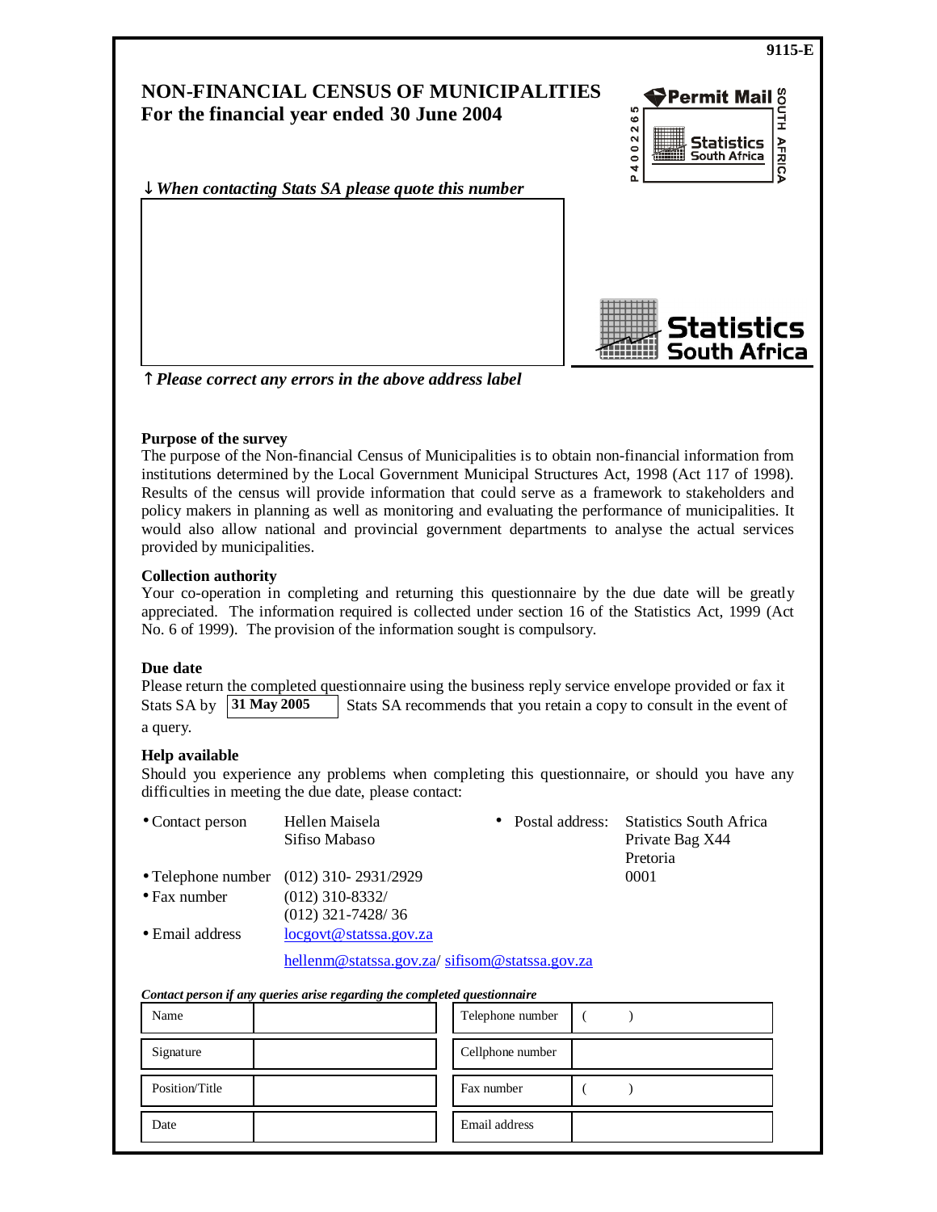9115-E

# NON-FINANCIAL CENSUS OF MUNICIPALITIES
## For the financial year ended 30 June 2004

Permit Mail P4002265 Statistics South Africa SOUTH AFRICA

↓ *When contacting Stats SA please quote this number*

Statistics South Africa

↑ *Please correct any errors in the above address label*

**Purpose of the survey**

The purpose of the Non-financial Census of Municipalities is to obtain non-financial information from institutions determined by the Local Government Municipal Structures Act, 1998 (Act 117 of 1998). Results of the census will provide information that could serve as a framework to stakeholders and policy makers in planning as well as monitoring and evaluating the performance of municipalities. It would also allow national and provincial government departments to analyse the actual services provided by municipalities.

**Collection authority**

Your co-operation in completing and returning this questionnaire by the due date will be greatly appreciated. The information required is collected under section 16 of the Statistics Act, 1999 (Act No. 6 of 1999). The provision of the information sought is compulsory.

**Due date**

Please return the completed questionnaire using the business reply service envelope provided or fax it Stats SA by **31 May 2005** Stats SA recommends that you retain a copy to consult in the event of a query.

**Help available**

Should you experience any problems when completing this questionnaire, or should you have any difficulties in meeting the due date, please contact:

- Contact person: Hellen Maisela, Sifiso Mabaso
- Telephone number: (012) 310- 2931/2929
- Fax number: (012) 310-8332/ (012) 321-7428/ 36
- Email address: locgovt@statssa.gov.za, hellenm@statssa.gov.za/ sifisom@statssa.gov.za
- Postal address: Statistics South Africa, Private Bag X44, Pretoria, 0001

*Contact person if any queries arise regarding the completed questionnaire*

| Name | | Telephone number | ( ) |
|---|---|---|---|
| Signature | | Cellphone number | |
| Position/Title | | Fax number | ( ) |
| Date | | Email address | |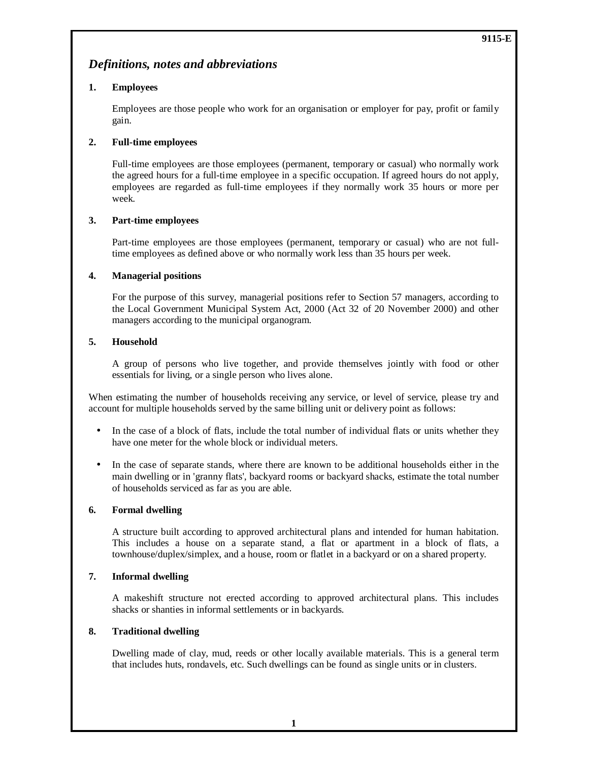9115-E

## *Definitions, notes and abbreviations*

**1. Employees**

Employees are those people who work for an organisation or employer for pay, profit or family gain.

**2. Full-time employees**

Full-time employees are those employees (permanent, temporary or casual) who normally work the agreed hours for a full-time employee in a specific occupation. If agreed hours do not apply, employees are regarded as full-time employees if they normally work 35 hours or more per week.

**3. Part-time employees**

Part-time employees are those employees (permanent, temporary or casual) who are not full-time employees as defined above or who normally work less than 35 hours per week.

**4. Managerial positions**

For the purpose of this survey, managerial positions refer to Section 57 managers, according to the Local Government Municipal System Act, 2000 (Act 32 of 20 November 2000) and other managers according to the municipal organogram.

**5. Household**

A group of persons who live together, and provide themselves jointly with food or other essentials for living, or a single person who lives alone.

When estimating the number of households receiving any service, or level of service, please try and account for multiple households served by the same billing unit or delivery point as follows:

- In the case of a block of flats, include the total number of individual flats or units whether they have one meter for the whole block or individual meters.
- In the case of separate stands, where there are known to be additional households either in the main dwelling or in 'granny flats', backyard rooms or backyard shacks, estimate the total number of households serviced as far as you are able.

**6. Formal dwelling**

A structure built according to approved architectural plans and intended for human habitation. This includes a house on a separate stand, a flat or apartment in a block of flats, a townhouse/duplex/simplex, and a house, room or flatlet in a backyard or on a shared property.

**7. Informal dwelling**

A makeshift structure not erected according to approved architectural plans. This includes shacks or shanties in informal settlements or in backyards.

**8. Traditional dwelling**

Dwelling made of clay, mud, reeds or other locally available materials. This is a general term that includes huts, rondavels, etc. Such dwellings can be found as single units or in clusters.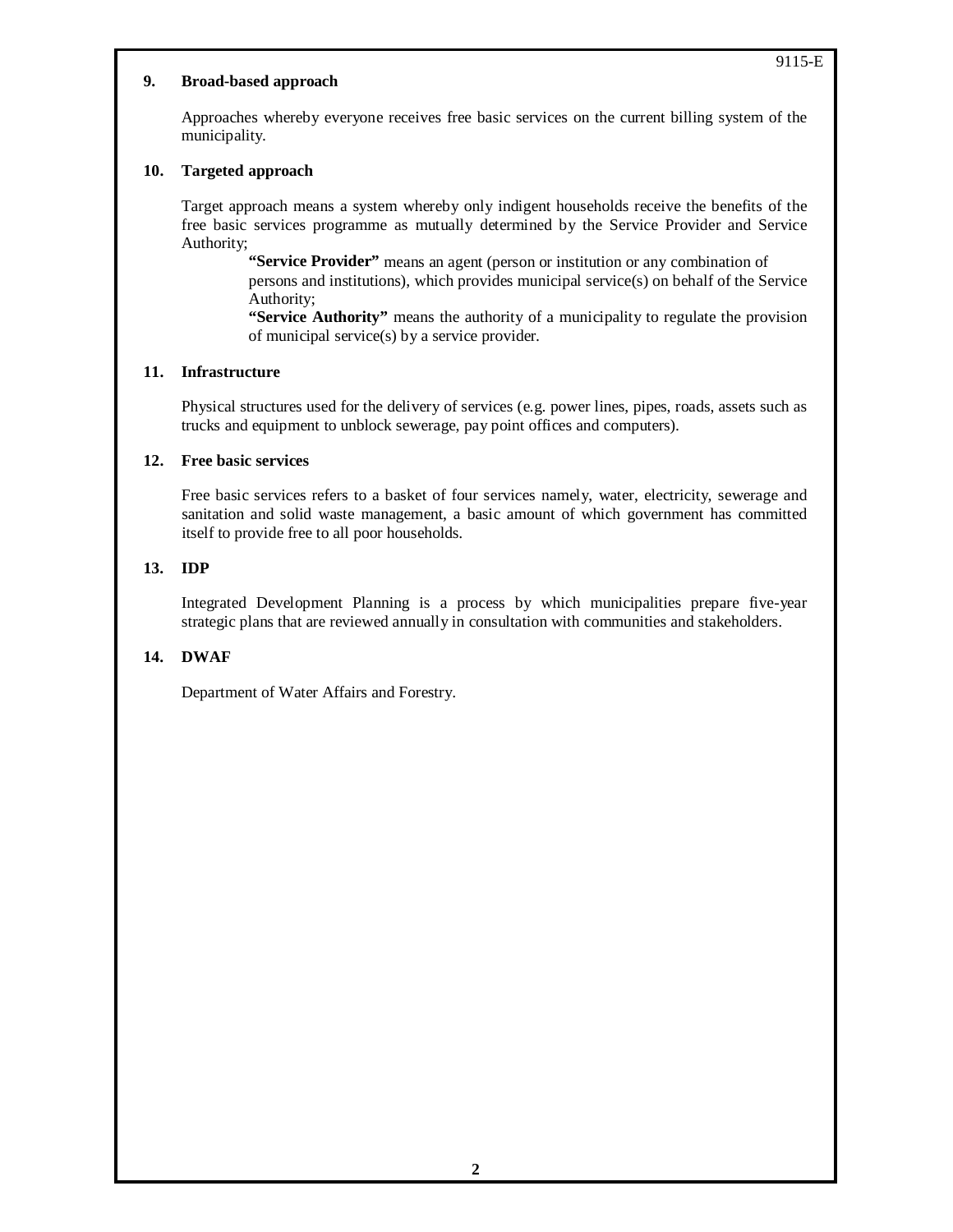**9. Broad-based approach**

Approaches whereby everyone receives free basic services on the current billing system of the municipality.

**10. Targeted approach**

Target approach means a system whereby only indigent households receive the benefits of the free basic services programme as mutually determined by the Service Provider and Service Authority;

> **"Service Provider"** means an agent (person or institution or any combination of persons and institutions), which provides municipal service(s) on behalf of the Service Authority;
>
> **"Service Authority"** means the authority of a municipality to regulate the provision of municipal service(s) by a service provider.

**11. Infrastructure**

Physical structures used for the delivery of services (e.g. power lines, pipes, roads, assets such as trucks and equipment to unblock sewerage, pay point offices and computers).

**12. Free basic services**

Free basic services refers to a basket of four services namely, water, electricity, sewerage and sanitation and solid waste management, a basic amount of which government has committed itself to provide free to all poor households.

**13. IDP**

Integrated Development Planning is a process by which municipalities prepare five-year strategic plans that are reviewed annually in consultation with communities and stakeholders.

**14. DWAF**

Department of Water Affairs and Forestry.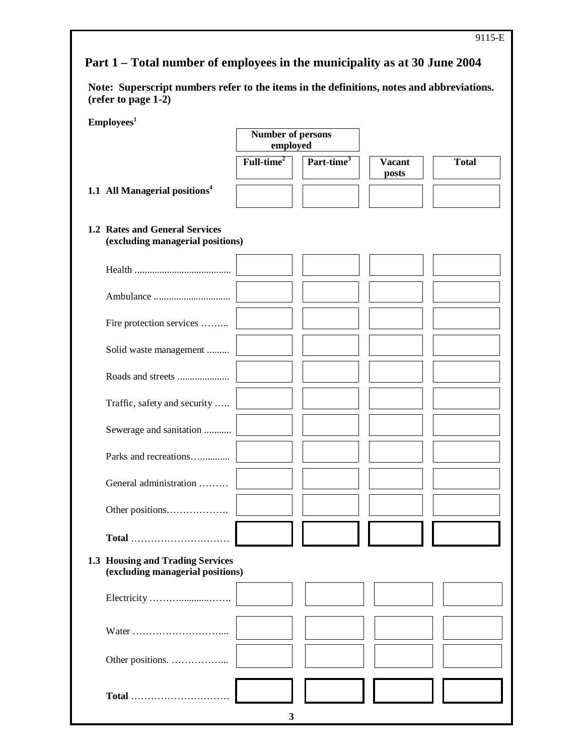9115-E

## Part 1 – Total number of employees in the municipality as at 30 June 2004

**Note: Superscript numbers refer to the items in the definitions, notes and abbreviations. (refer to page 1-2)**

**Employees**[1]

| | Number of persons employed | | | |
|---|---|---|---|---|
| | **Full-time**[2] | **Part-time**[3] | **Vacant posts** | **Total** |
| **1.1 All Managerial positions**[4] | | | | |
| **1.2 Rates and General Services (excluding managerial positions)** | | | | |
| Health ...................................... | | | | |
| Ambulance .............................. | | | | |
| Fire protection services ……... | | | | |
| Solid waste management ......... | | | | |
| Roads and streets ..................... | | | | |
| Traffic, safety and security ….. | | | | |
| Sewerage and sanitation ........... | | | | |
| Parks and recreations…............ | | | | |
| General administration ……… | | | | |
| Other positions………………. | | | | |
| **Total** ………………………… | | | | |
| **1.3 Housing and Trading Services (excluding managerial positions)** | | | | |
| Electricity ……….............……. | | | | |
| Water ………………………... | | | | |
| Other positions. ……………... | | | | |
| **Total** ………………………… | | | | |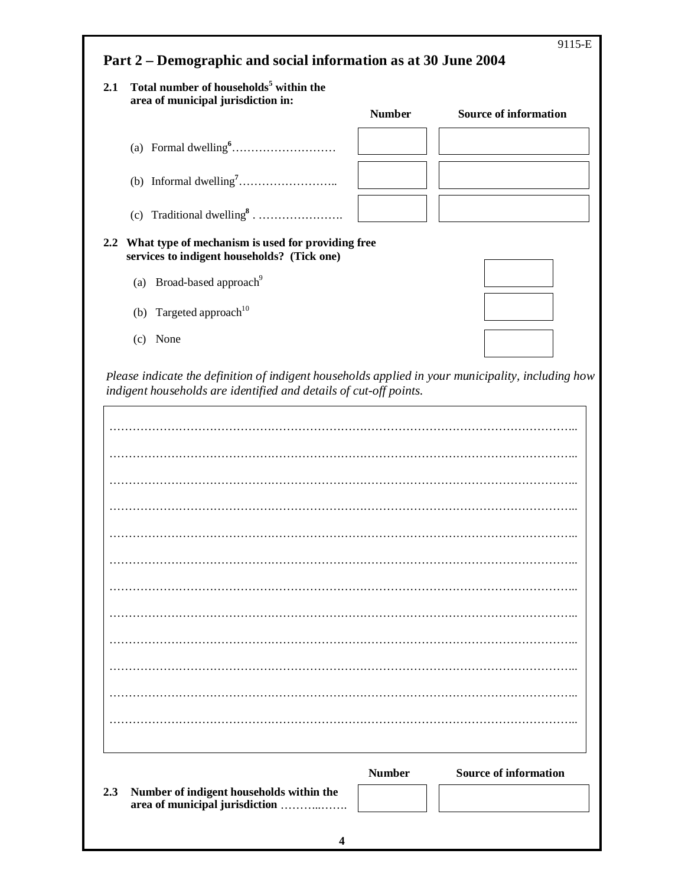9115-E

## Part 2 – Demographic and social information as at 30 June 2004

**2.1 Total number of households[5] within the area of municipal jurisdiction in:**

| | Number | Source of information |
|---|---|---|
| (a) Formal dwelling[6]……………………… | | |
| (b) Informal dwelling[7]…………………….. | | |
| (c) Traditional dwelling[8] . …………………. | | |

**2.2 What type of mechanism is used for providing free services to indigent households? (Tick one)**

| | |
|---|---|
| (a) Broad-based approach[9] | |
| (b) Targeted approach[10] | |
| (c) None | |

*Please indicate the definition of indigent households applied in your municipality, including how indigent households are identified and details of cut-off points.*

…………………………………………………………………………………………………..

…………………………………………………………………………………………………..

…………………………………………………………………………………………………..

…………………………………………………………………………………………………..

…………………………………………………………………………………………………..

…………………………………………………………………………………………………..

…………………………………………………………………………………………………..

…………………………………………………………………………………………………..

…………………………………………………………………………………………………..

…………………………………………………………………………………………………..

…………………………………………………………………………………………………..

…………………………………………………………………………………………………..

| | Number | Source of information |
|---|---|---|
| **2.3 Number of indigent households within the area of municipal jurisdiction** ………..……. | | |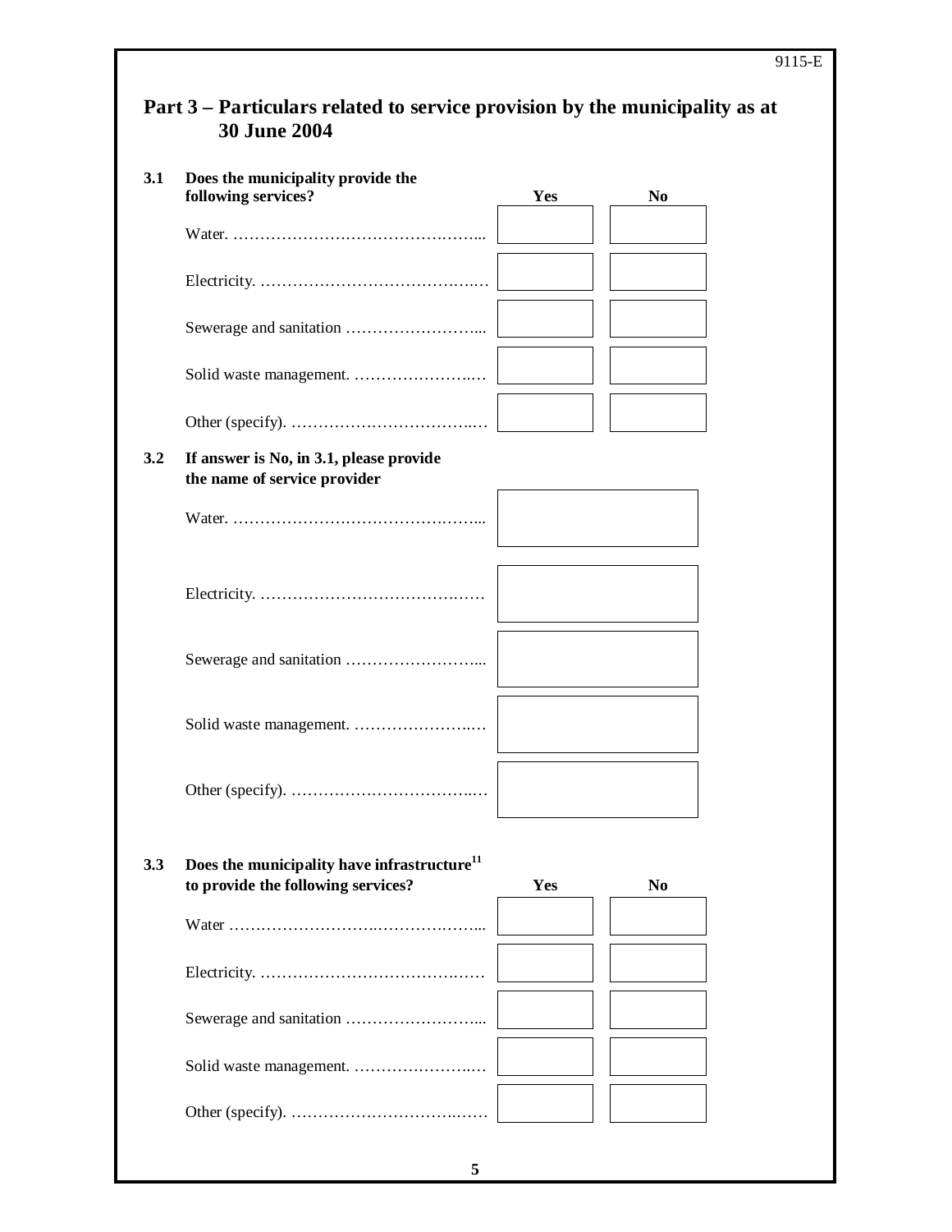## Part 3 – Particulars related to service provision by the municipality as at 30 June 2004

**3.1 Does the municipality provide the following services?**

| | Yes | No |
|---|---|---|
| Water. ……………………………………….. | | |
| Electricity. …………………………………… | | |
| Sewerage and sanitation …………………….. | | |
| Solid waste management. …………………… | | |
| Other (specify). ……………………………… | | |

**3.2 If answer is No, in 3.1, please provide the name of service provider**

| | |
|---|---|
| Water. ……………………………………….. | |
| Electricity. …………………………………… | |
| Sewerage and sanitation …………………….. | |
| Solid waste management. …………………… | |
| Other (specify). ……………………………… | |

**3.3 Does the municipality have infrastructure[11] to provide the following services?**

| | Yes | No |
|---|---|---|
| Water ……………………………………….. | | |
| Electricity. …………………………………… | | |
| Sewerage and sanitation …………………….. | | |
| Solid waste management. …………………… | | |
| Other (specify). ……………………………… | | |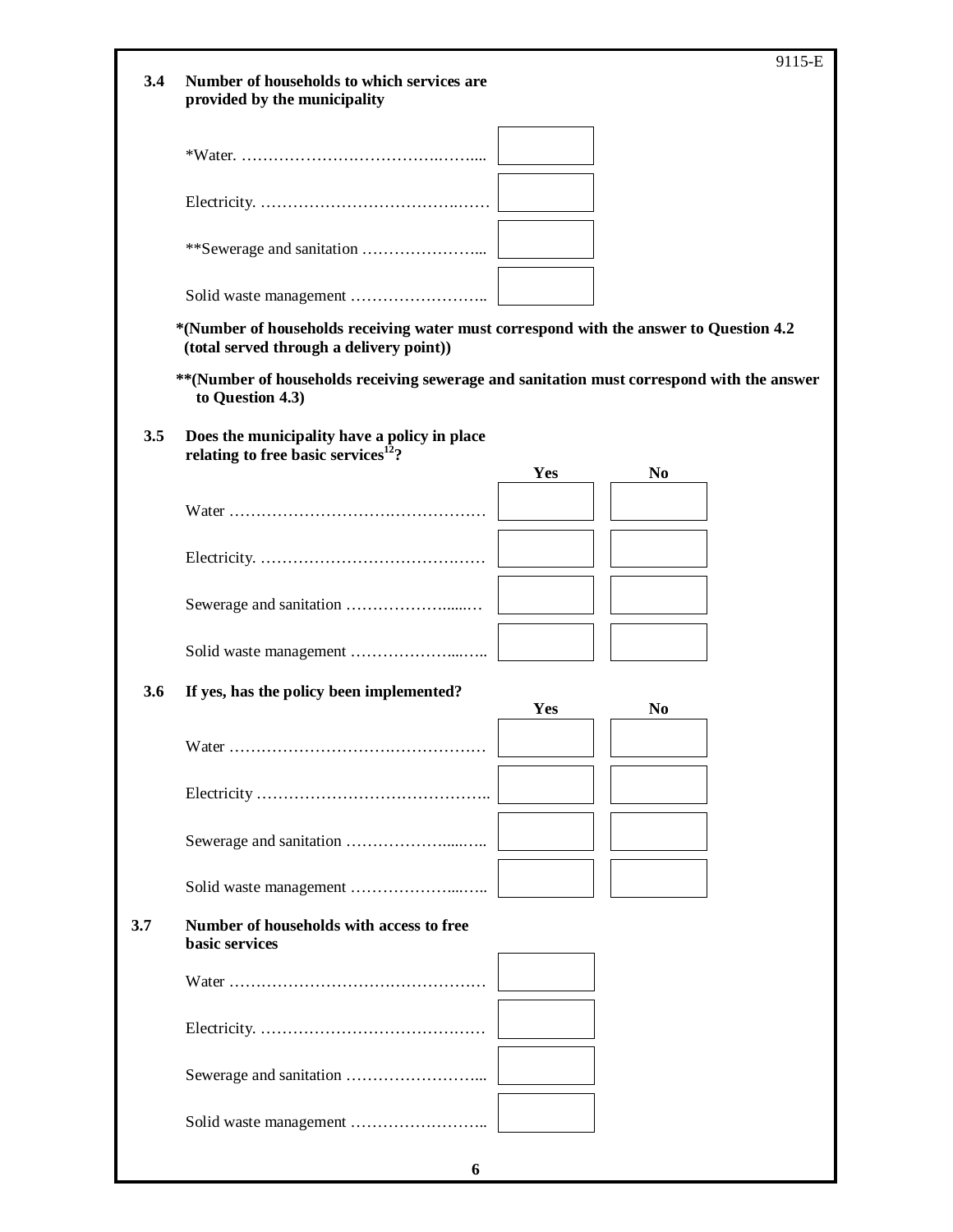**3.4 Number of households to which services are provided by the municipality**

| | |
|---|---|
| *Water. …………………………………………... | |
| Electricity. …………………………………… | |
| **Sewerage and sanitation …………………... | |
| Solid waste management …………………….. | |

***(Number of households receiving water must correspond with the answer to Question 4.2 (total served through a delivery point))**

****(Number of households receiving sewerage and sanitation must correspond with the answer to Question 4.3)**

**3.5 Does the municipality have a policy in place relating to free basic services[12]?**

| | Yes | No |
|---|---|---|
| Water ………………………………………… | | |
| Electricity. …………………………………… | | |
| Sewerage and sanitation ………………......… | | |
| Solid waste management ………………...….. | | |

**3.6 If yes, has the policy been implemented?**

| | Yes | No |
|---|---|---|
| Water ………………………………………… | | |
| Electricity …………………………………….. | | |
| Sewerage and sanitation ………………....….. | | |
| Solid waste management ………………...….. | | |

**3.7 Number of households with access to free basic services**

| | |
|---|---|
| Water ………………………………………… | |
| Electricity. …………………………………… | |
| Sewerage and sanitation ……………………... | |
| Solid waste management …………………….. | |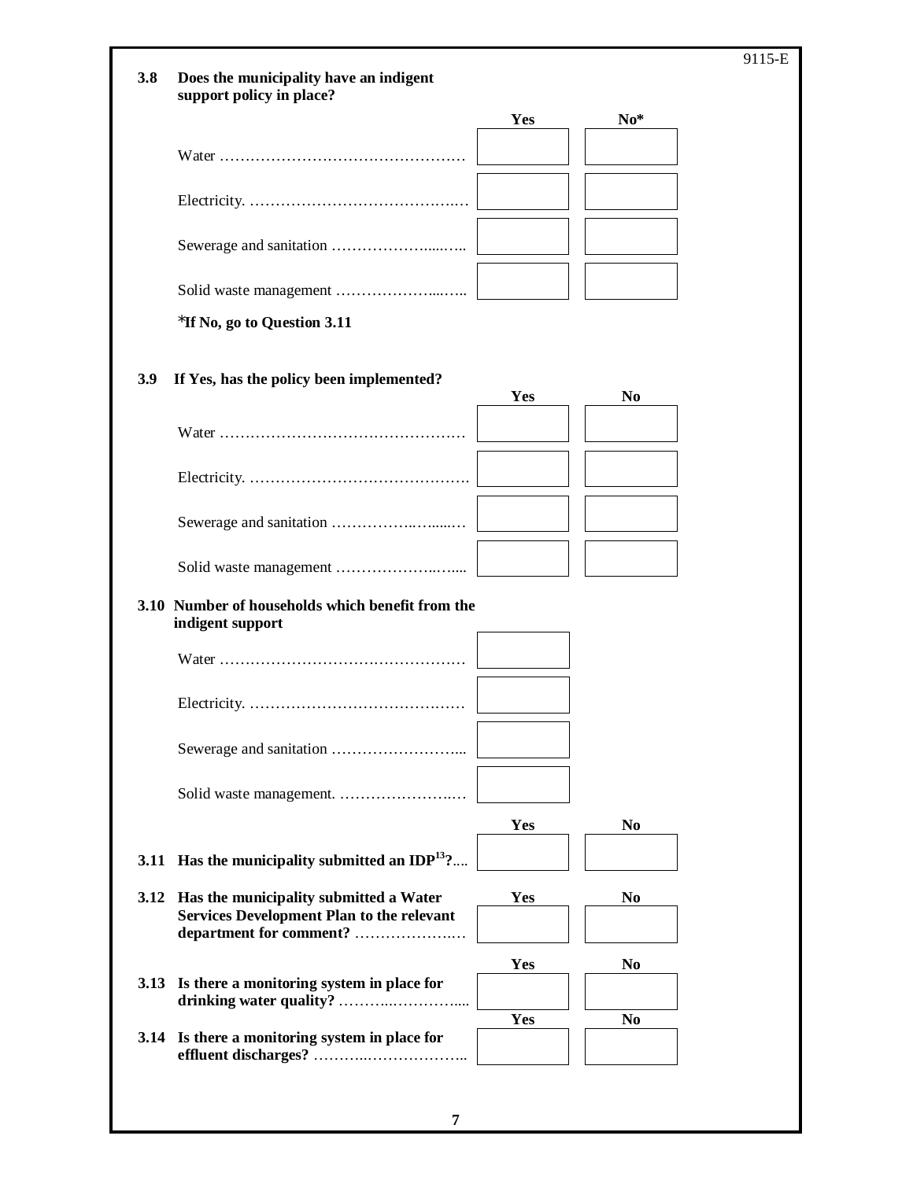**3.8 Does the municipality have an indigent support policy in place?**

| | Yes | No* |
|---|---|---|
| Water ………………………………………… | | |
| Electricity. ……………………………………. | | |
| Sewerage and sanitation ……………….....….. | | |
| Solid waste management ………………....….. | | |

*If No, go to Question 3.11*

**3.9 If Yes, has the policy been implemented?**

| | Yes | No |
|---|---|---|
| Water ………………………………………… | | |
| Electricity. ……………………………………. | | |
| Sewerage and sanitation ……………..…......… | | |
| Solid waste management ………………..…... | | |

**3.10 Number of households which benefit from the indigent support**

| | |
|---|---|
| Water ………………………………………… | |
| Electricity. ……………………………………. | |
| Sewerage and sanitation ……………………... | |
| Solid waste management. ………………….… | |

| | Yes | No |
|---|---|---|
| **3.11 Has the municipality submitted an IDP[13]?**.... | | |
| **3.12 Has the municipality submitted a Water Services Development Plan to the relevant department for comment?** …………………..… | | |
| **3.13 Is there a monitoring system in place for drinking water quality?** ………..………….... | | |
| **3.14 Is there a monitoring system in place for effluent discharges?** ………..……………….. | | |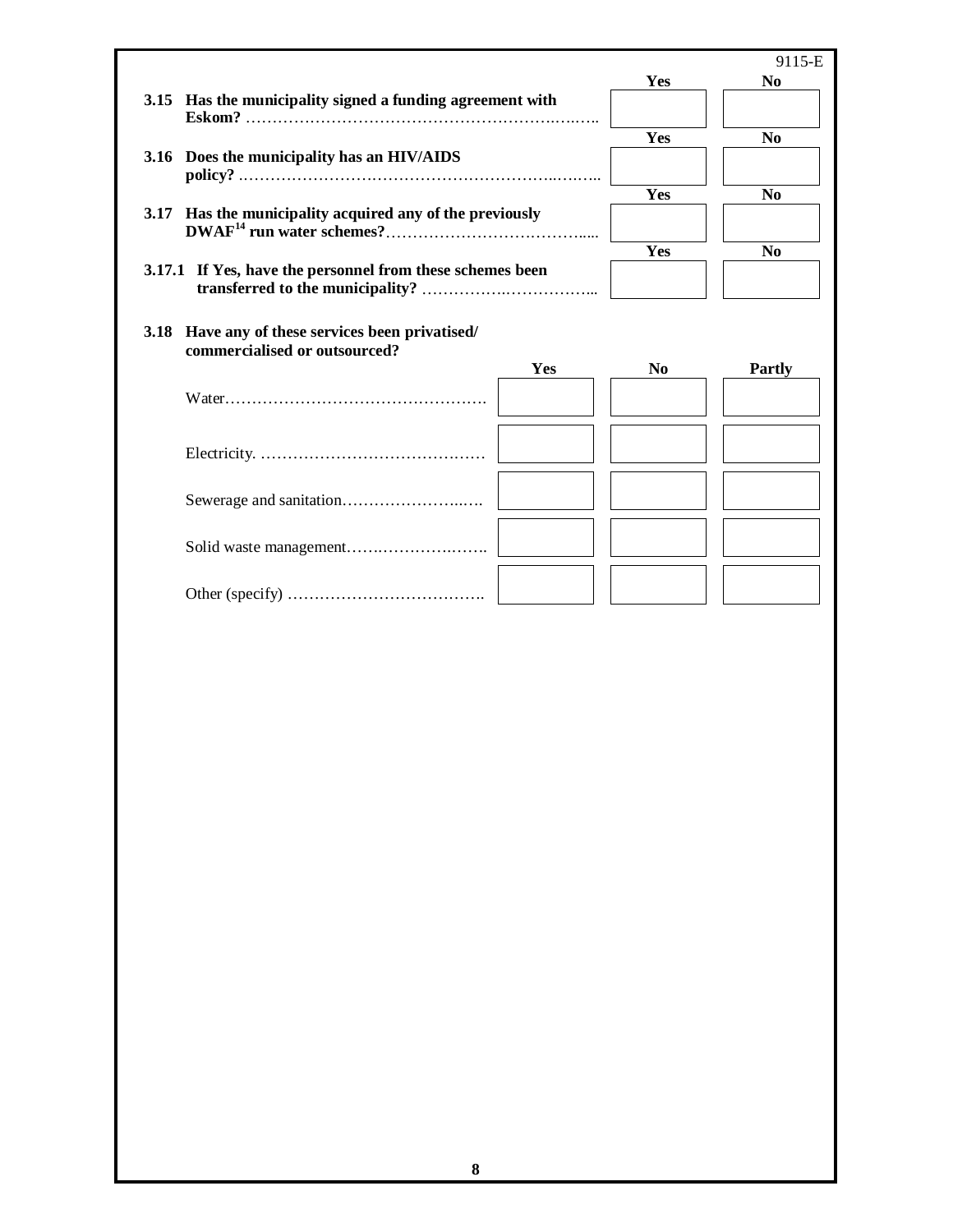9115-E

| | Yes | No |
|---|---|---|
| **3.15 Has the municipality signed a funding agreement with Eskom?** ……………………………………………………….…….. | | |
| **3.16 Does the municipality has an HIV/AIDS policy?** ………………………………………………………..……. | | |
| **3.17 Has the municipality acquired any of the previously DWAF[14] run water schemes?**………………………………..... | | |
| **3.17.1 If Yes, have the personnel from these schemes been transferred to the municipality?** ……………..…………... | | |

**3.18 Have any of these services been privatised/ commercialised or outsourced?**

| | Yes | No | Partly |
|---|---|---|---|
| Water…………………………………………. | | | |
| Electricity. ……………………………….…… | | | |
| Sewerage and sanitation…………………..…. | | | |
| Solid waste management…….…………….…… | | | |
| Other (specify) ………………………………. | | | |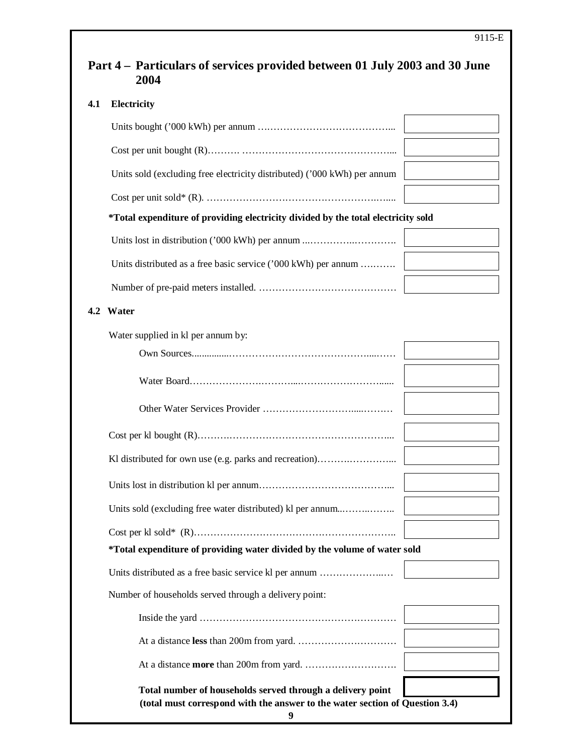## Part 4 – Particulars of services provided between 01 July 2003 and 30 June 2004

### 4.1 Electricity

| | |
|---|---|
| Units bought ('000 kWh) per annum | |
| Cost per unit bought (R) | |
| Units sold (excluding free electricity distributed) ('000 kWh) per annum | |
| Cost per unit sold* (R). | |

**\*Total expenditure of providing electricity divided by the total electricity sold**

| | |
|---|---|
| Units lost in distribution ('000 kWh) per annum | |
| Units distributed as a free basic service ('000 kWh) per annum | |
| Number of pre-paid meters installed. | |

### 4.2 Water

Water supplied in kl per annum by:

| | |
|---|---|
| Own Sources | |
| Water Board | |
| Other Water Services Provider | |
| Cost per kl bought (R) | |
| Kl distributed for own use (e.g. parks and recreation) | |
| Units lost in distribution kl per annum | |
| Units sold (excluding free water distributed) kl per annum | |
| Cost per kl sold* (R) | |

**\*Total expenditure of providing water divided by the volume of water sold**

| | |
|---|---|
| Units distributed as a free basic service kl per annum | |

Number of households served through a delivery point:

| | |
|---|---|
| Inside the yard | |
| At a distance **less** than 200m from yard. | |
| At a distance **more** than 200m from yard. | |
| **Total number of households served through a delivery point (total must correspond with the answer to the water section of Question 3.4)** | |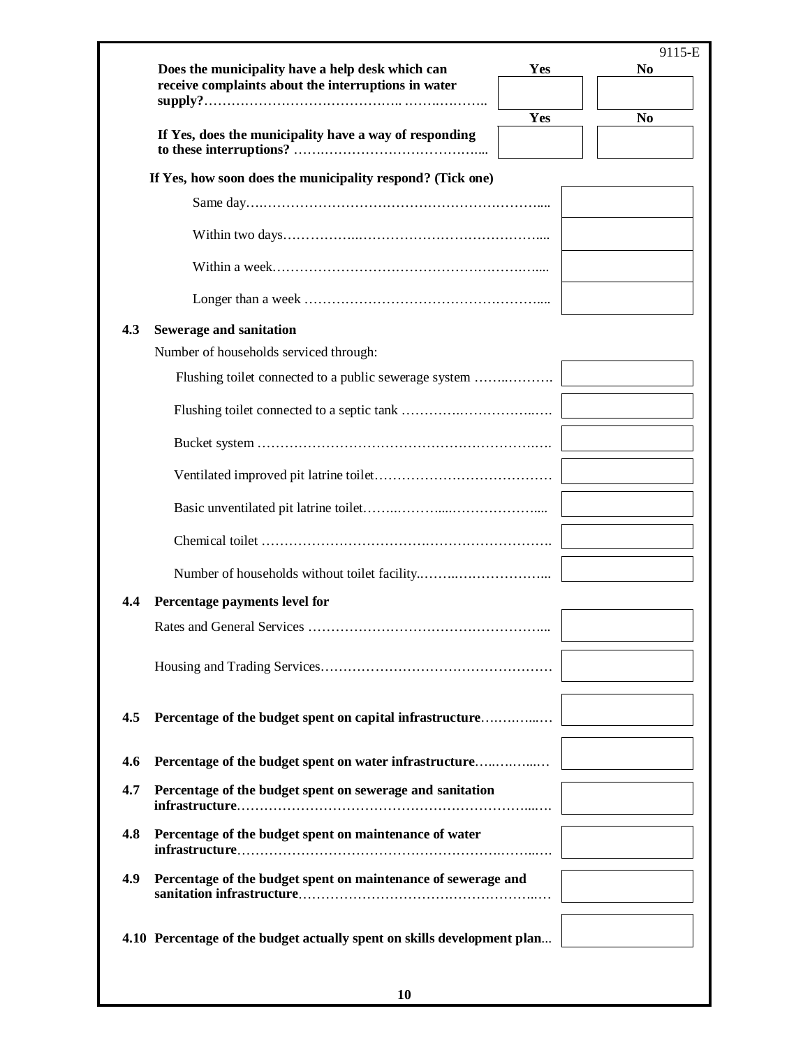**Does the municipality have a help desk which can receive complaints about the interruptions in water supply?**……………………………………………………

| Yes | No |
|---|---|
| | |

**If Yes, does the municipality have a way of responding to these interruptions?** ……………………………………

| Yes | No |
|---|---|
| | |

**If Yes, how soon does the municipality respond? (Tick one)**

| | |
|---|---|
| Same day………………………………………………………… | |
| Within two days……………………………………………… | |
| Within a week………………………………………………… | |
| Longer than a week …………………………………………… | |

## 4.3 Sewerage and sanitation

Number of households serviced through:

| | |
|---|---|
| Flushing toilet connected to a public sewerage system ………………. | |
| Flushing toilet connected to a septic tank …………………………… | |
| Bucket system ………………………………………………………… | |
| Ventilated improved pit latrine toilet………………………………… | |
| Basic unventilated pit latrine toilet…………………………………… | |
| Chemical toilet ……………………………………………………… | |
| Number of households without toilet facility………………………… | |

## 4.4 Percentage payments level for

| | |
|---|---|
| Rates and General Services …………………………………………… | |
| Housing and Trading Services………………………………………… | |

| | | |
|---|---|---|
| **4.5** | **Percentage of the budget spent on capital infrastructure**…………… | |
| **4.6** | **Percentage of the budget spent on water infrastructure**…………… | |
| **4.7** | **Percentage of the budget spent on sewerage and sanitation infrastructure**……………………………………………………… | |
| **4.8** | **Percentage of the budget spent on maintenance of water infrastructure**……………………………………………………… | |
| **4.9** | **Percentage of the budget spent on maintenance of sewerage and sanitation infrastructure**……………………………………………… | |
| **4.10** | **Percentage of the budget actually spent on skills development plan**... | |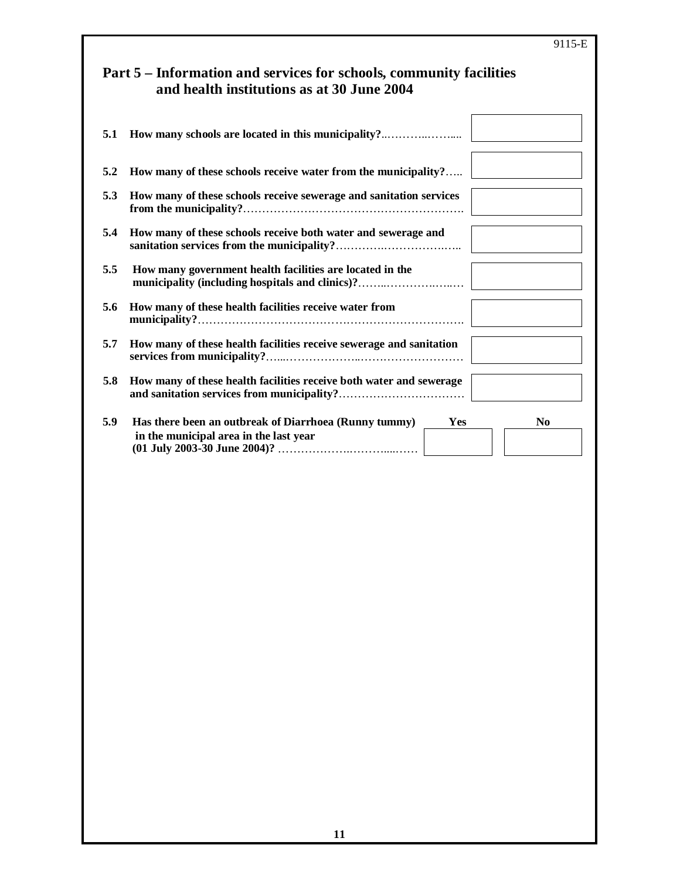## Part 5 – Information and services for schools, community facilities and health institutions as at 30 June 2004

| | | |
|---|---|---|
| **5.1** | **How many schools are located in this municipality?** | |
| **5.2** | **How many of these schools receive water from the municipality?** | |
| **5.3** | **How many of these schools receive sewerage and sanitation services from the municipality?** | |
| **5.4** | **How many of these schools receive both water and sewerage and sanitation services from the municipality?** | |
| **5.5** | **How many government health facilities are located in the municipality (including hospitals and clinics)?** | |
| **5.6** | **How many of these health facilities receive water from municipality?** | |
| **5.7** | **How many of these health facilities receive sewerage and sanitation services from municipality?** | |
| **5.8** | **How many of these health facilities receive both water and sewerage and sanitation services from municipality?** | |

| | | Yes | No |
|---|---|---|---|
| **5.9** | **Has there been an outbreak of Diarrhoea (Runny tummy) in the municipal area in the last year (01 July 2003-30 June 2004)?** | | |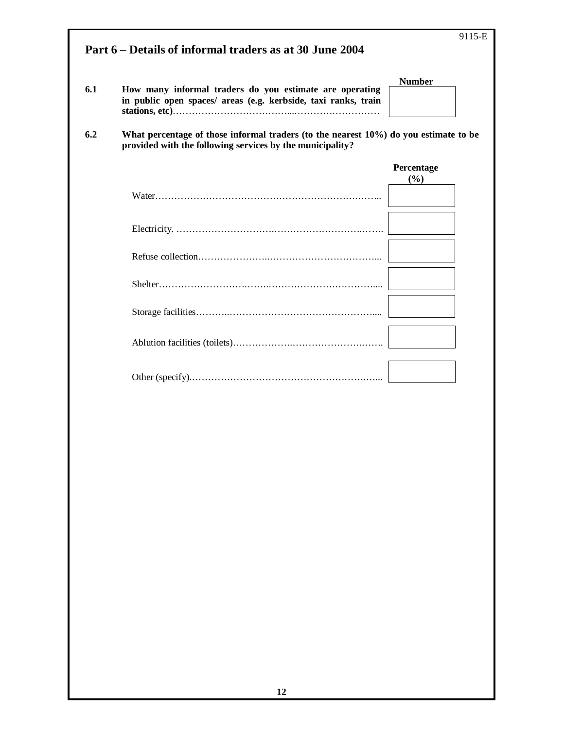9115-E

## Part 6 – Details of informal traders as at 30 June 2004

**6.1 How many informal traders do you estimate are operating in public open spaces/ areas (e.g. kerbside, taxi ranks, train stations, etc)**…………………………………………………………………

| | Number |
|---|---|
| | |

**6.2 What percentage of those informal traders (to the nearest 10%) do you estimate to be provided with the following services by the municipality?**

| | Percentage (%) |
|---|---|
| Water……………………………………………………………….. | |
| Electricity. ………………………………………………………………. | |
| Refuse collection…………………………………………………... | |
| Shelter……………………………………………………………….... | |
| Storage facilities…………………………………………………..... | |
| Ablution facilities (toilets)……………………………………………. | |
| Other (specify)…………………………………………………….... | |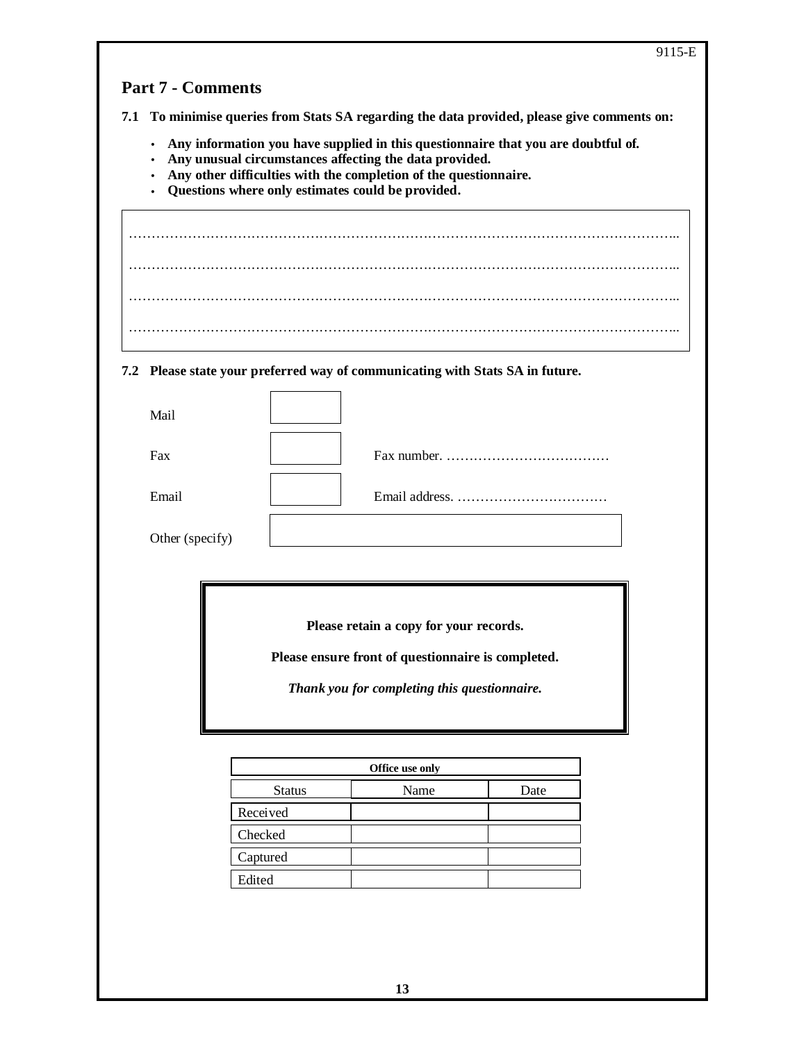## Part 7 - Comments

**7.1 To minimise queries from Stats SA regarding the data provided, please give comments on:**

- **Any information you have supplied in this questionnaire that you are doubtful of.**
- **Any unusual circumstances affecting the data provided.**
- **Any other difficulties with the completion of the questionnaire.**
- **Questions where only estimates could be provided.**

……………………………………………………………………………………………………..

……………………………………………………………………………………………………..

……………………………………………………………………………………………………..

……………………………………………………………………………………………………..

**7.2 Please state your preferred way of communicating with Stats SA in future.**

| | | |
|---|---|---|
| Mail | ☐ | |
| Fax | ☐ | Fax number. ……………………………… |
| Email | ☐ | Email address. …………………………… |
| Other (specify) | | |

**Please retain a copy for your records.**

**Please ensure front of questionnaire is completed.**

***Thank you for completing this questionnaire.***

| Office use only | | |
|---|---|---|
| Status | Name | Date |
| Received | | |
| Checked | | |
| Captured | | |
| Edited | | |